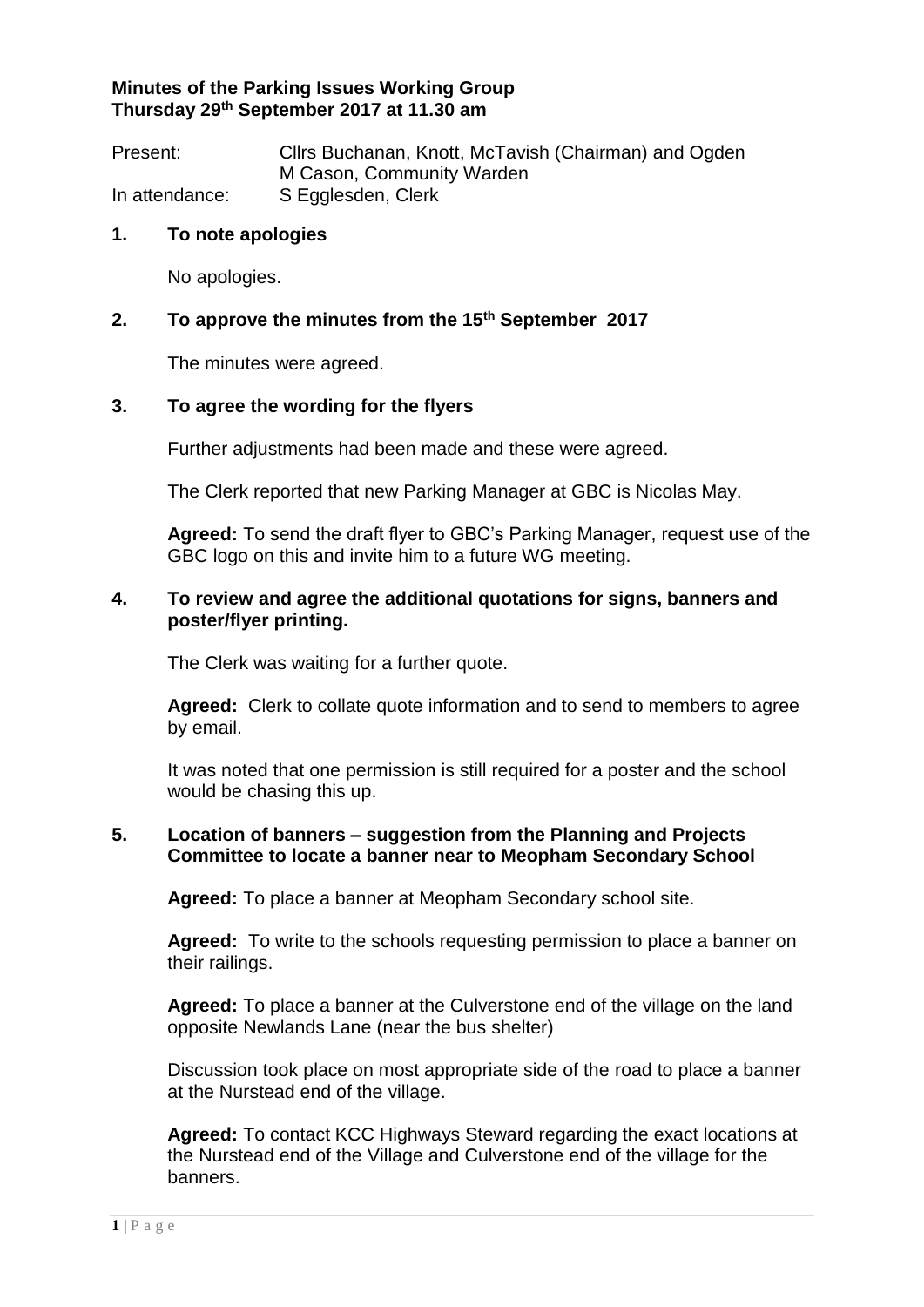# Minutes of the Parking Issues Working Group
## Thursday 29th September 2017 at 11.30 am

Present: Cllrs Buchanan, Knott, McTavish (Chairman) and Ogden
M Cason, Community Warden

In attendance: S Egglesden, Clerk

### 1. To note apologies

No apologies.

### 2. To approve the minutes from the 15th September 2017

The minutes were agreed.

### 3. To agree the wording for the flyers

Further adjustments had been made and these were agreed.

The Clerk reported that new Parking Manager at GBC is Nicolas May.

**Agreed:** To send the draft flyer to GBC's Parking Manager, request use of the GBC logo on this and invite him to a future WG meeting.

### 4. To review and agree the additional quotations for signs, banners and poster/flyer printing.

The Clerk was waiting for a further quote.

**Agreed:** Clerk to collate quote information and to send to members to agree by email.

It was noted that one permission is still required for a poster and the school would be chasing this up.

### 5. Location of banners – suggestion from the Planning and Projects Committee to locate a banner near to Meopham Secondary School

**Agreed:** To place a banner at Meopham Secondary school site.

**Agreed:** To write to the schools requesting permission to place a banner on their railings.

**Agreed:** To place a banner at the Culverstone end of the village on the land opposite Newlands Lane (near the bus shelter)

Discussion took place on most appropriate side of the road to place a banner at the Nurstead end of the village.

**Agreed:** To contact KCC Highways Steward regarding the exact locations at the Nurstead end of the Village and Culverstone end of the village for the banners.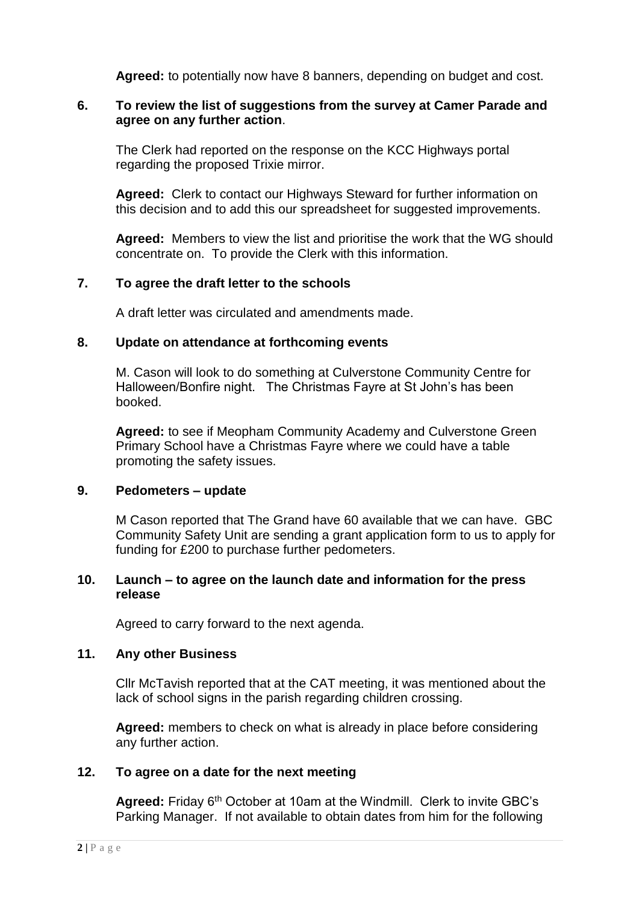**Agreed:** to potentially now have 8 banners, depending on budget and cost.

**6. To review the list of suggestions from the survey at Camer Parade and agree on any further action**.

The Clerk had reported on the response on the KCC Highways portal regarding the proposed Trixie mirror.

**Agreed:** Clerk to contact our Highways Steward for further information on this decision and to add this our spreadsheet for suggested improvements.

**Agreed:** Members to view the list and prioritise the work that the WG should concentrate on. To provide the Clerk with this information.

**7. To agree the draft letter to the schools**

A draft letter was circulated and amendments made.

**8. Update on attendance at forthcoming events**

M. Cason will look to do something at Culverstone Community Centre for Halloween/Bonfire night. The Christmas Fayre at St John's has been booked.

**Agreed:** to see if Meopham Community Academy and Culverstone Green Primary School have a Christmas Fayre where we could have a table promoting the safety issues.

**9. Pedometers – update**

M Cason reported that The Grand have 60 available that we can have. GBC Community Safety Unit are sending a grant application form to us to apply for funding for £200 to purchase further pedometers.

**10. Launch – to agree on the launch date and information for the press release**

Agreed to carry forward to the next agenda.

**11. Any other Business**

Cllr McTavish reported that at the CAT meeting, it was mentioned about the lack of school signs in the parish regarding children crossing.

**Agreed:** members to check on what is already in place before considering any further action.

**12. To agree on a date for the next meeting**

**Agreed:** Friday 6th October at 10am at the Windmill. Clerk to invite GBC's Parking Manager. If not available to obtain dates from him for the following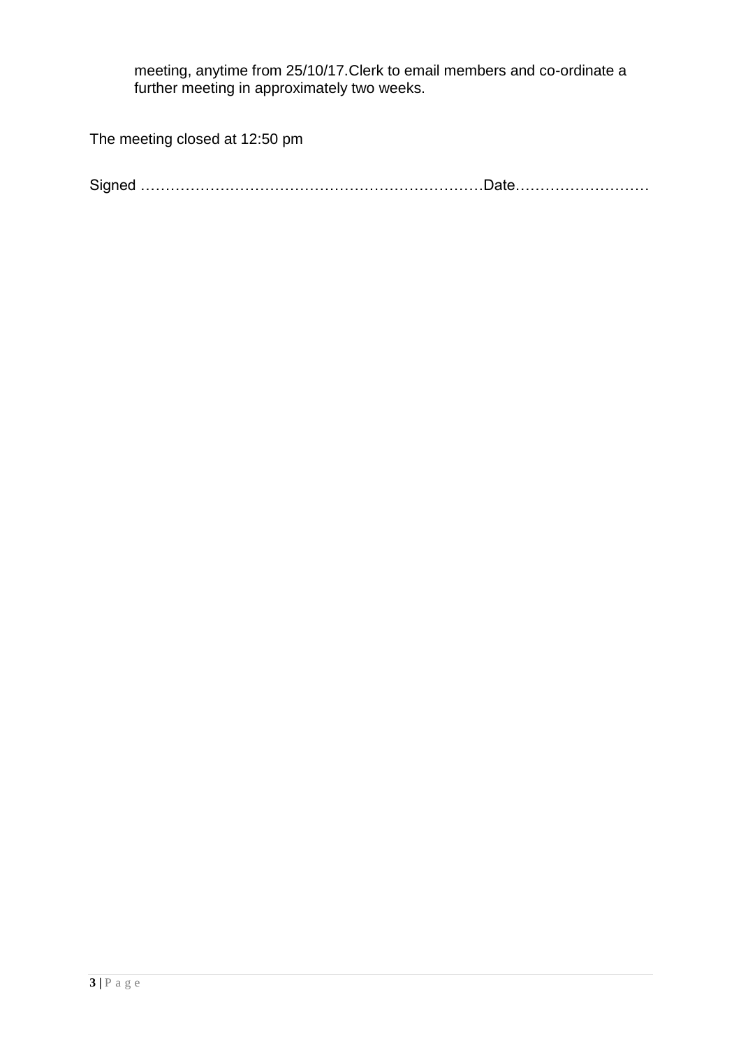meeting, anytime from 25/10/17.Clerk to email members and co-ordinate a further meeting in approximately two weeks.

The meeting closed at 12:50 pm

Signed ……………………………………………………………Date………………………